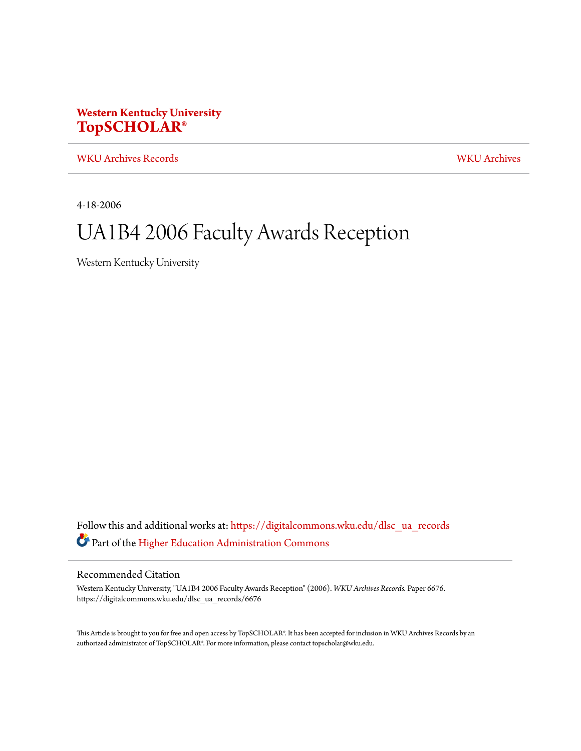**Western Kentucky University**
**TopSCHOLAR®**

WKU Archives Records | WKU Archives

4-18-2006

# UA1B4 2006 Faculty Awards Reception

Western Kentucky University

Follow this and additional works at: https://digitalcommons.wku.edu/dlsc_ua_records

Part of the Higher Education Administration Commons

## Recommended Citation

Western Kentucky University, "UA1B4 2006 Faculty Awards Reception" (2006). *WKU Archives Records.* Paper 6676.
https://digitalcommons.wku.edu/dlsc_ua_records/6676

This Article is brought to you for free and open access by TopSCHOLAR®. It has been accepted for inclusion in WKU Archives Records by an authorized administrator of TopSCHOLAR®. For more information, please contact topscholar@wku.edu.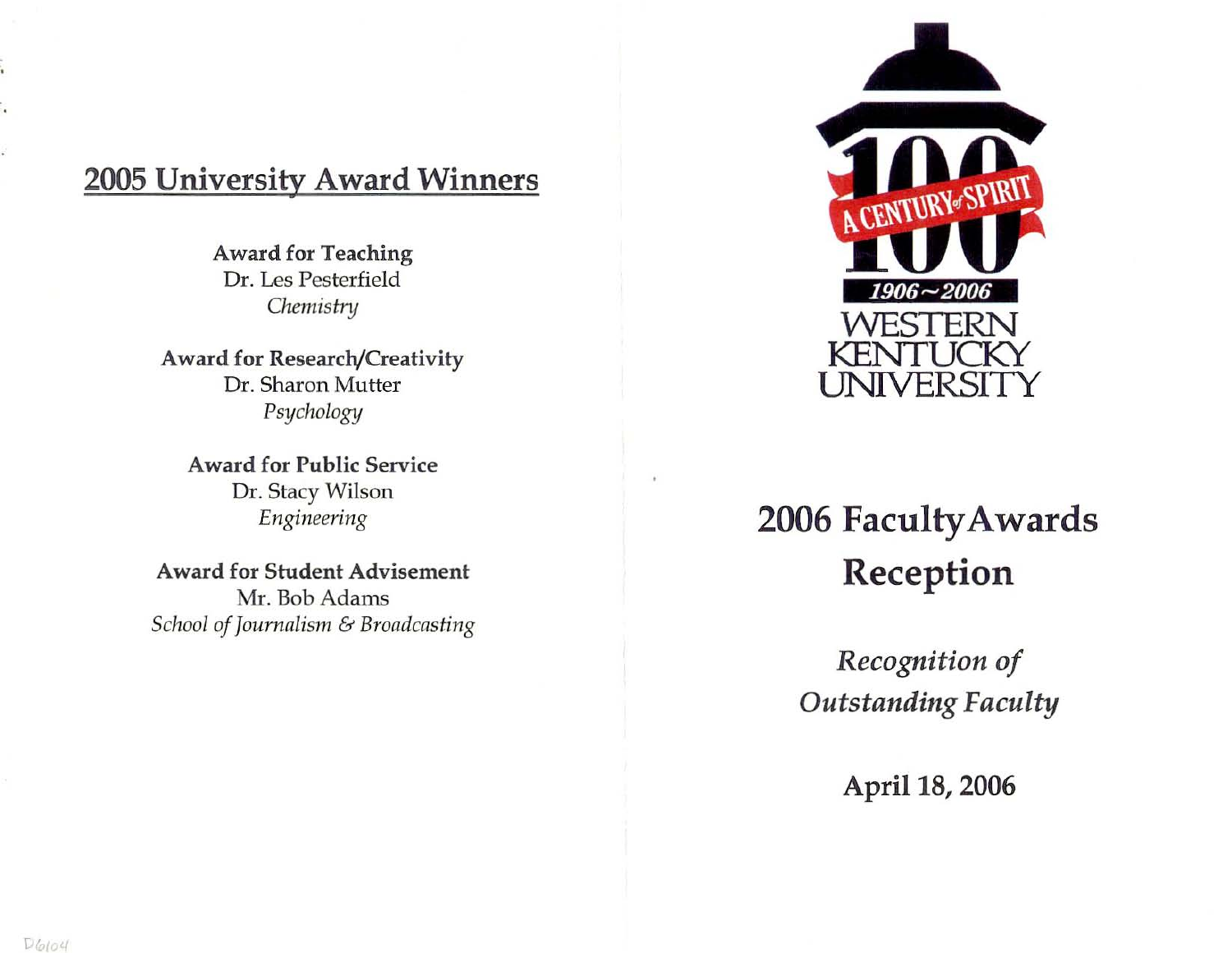## 2005 University Award Winners

**Award for Teaching**
Dr. Les Pesterfield
*Chemistry*

**Award for Research/Creativity**
Dr. Sharon Mutter
*Psychology*

**Award for Public Service**
Dr. Stacy Wilson
*Engineering*

**Award for Student Advisement**
Mr. Bob Adams
*School of Journalism & Broadcasting*

D6104

100
A CENTURY of SPIRIT
1906~2006
WESTERN KENTUCKY UNIVERSITY

# 2006 Faculty Awards Reception

*Recognition of Outstanding Faculty*

**April 18, 2006**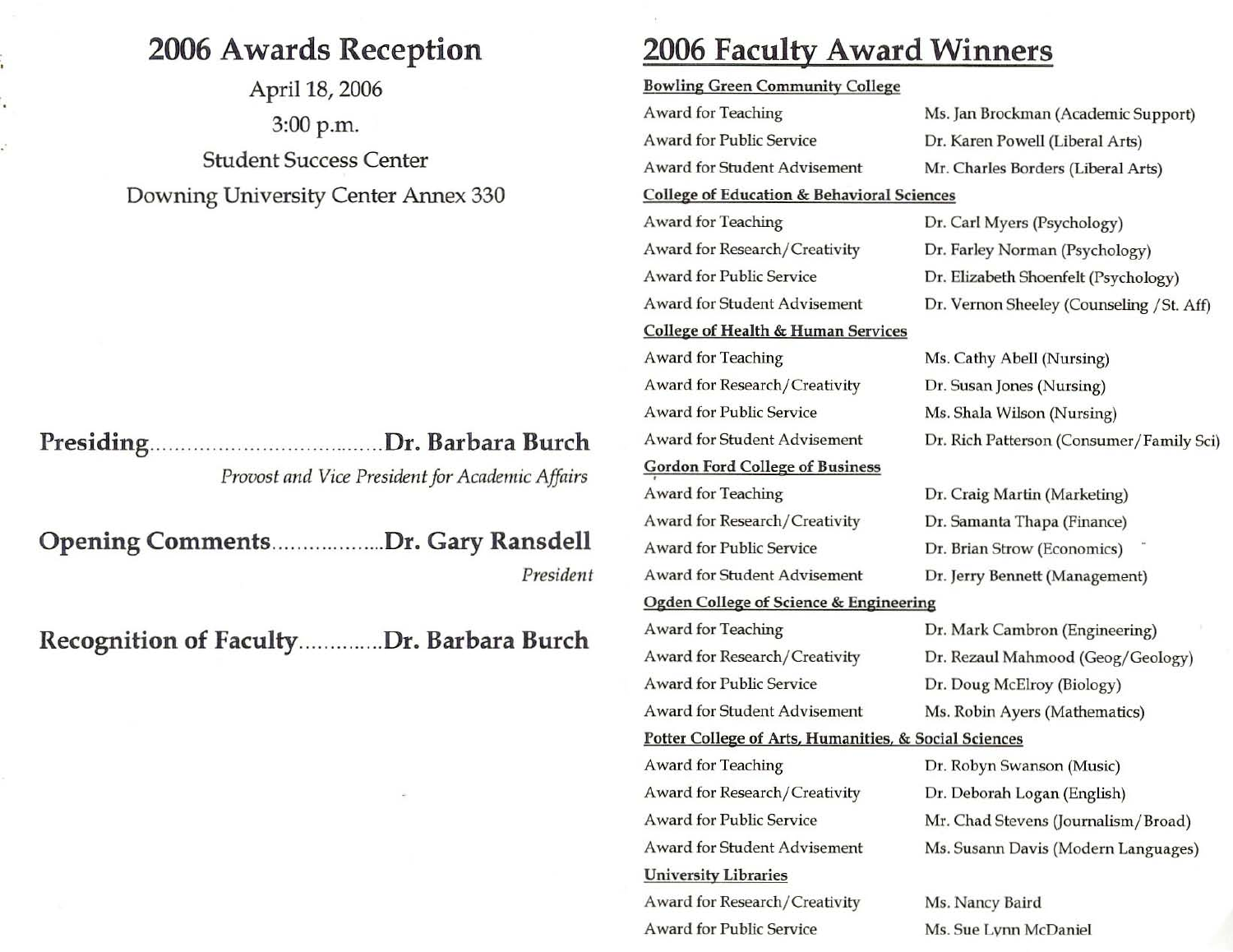## 2006 Awards Reception

April 18, 2006

3:00 p.m.

Student Success Center

Downning University Center Annex 330

**Presiding..................................Dr. Barbara Burch**

*Provost and Vice President for Academic Affairs*

**Opening Comments..................Dr. Gary Ransdell**

*President*

**Recognition of Faculty.............Dr. Barbara Burch**

## 2006 Faculty Award Winners

**Bowling Green Community College**

| | |
|---|---|
| Award for Teaching | Ms. Jan Brockman (Academic Support) |
| Award for Public Service | Dr. Karen Powell (Liberal Arts) |
| Award for Student Advisement | Mr. Charles Borders (Liberal Arts) |

**College of Education & Behavioral Sciences**

| | |
|---|---|
| Award for Teaching | Dr. Carl Myers (Psychology) |
| Award for Research/Creativity | Dr. Farley Norman (Psychology) |
| Award for Public Service | Dr. Elizabeth Shoenfelt (Psychology) |
| Award for Student Advisement | Dr. Vernon Sheeley (Counseling /St. Aff) |

**College of Health & Human Services**

| | |
|---|---|
| Award for Teaching | Ms. Cathy Abell (Nursing) |
| Award for Research/Creativity | Dr. Susan Jones (Nursing) |
| Award for Public Service | Ms. Shala Wilson (Nursing) |
| Award for Student Advisement | Dr. Rich Patterson (Consumer/Family Sci) |

**Gordon Ford College of Business**

| | |
|---|---|
| Award for Teaching | Dr. Craig Martin (Marketing) |
| Award for Research/Creativity | Dr. Samanta Thapa (Finance) |
| Award for Public Service | Dr. Brian Strow (Economics) |
| Award for Student Advisement | Dr. Jerry Bennett (Management) |

**Ogden College of Science & Engineering**

| | |
|---|---|
| Award for Teaching | Dr. Mark Cambron (Engineering) |
| Award for Research/Creativity | Dr. Rezaul Mahmood (Geog/Geology) |
| Award for Public Service | Dr. Doug McElroy (Biology) |
| Award for Student Advisement | Ms. Robin Ayers (Mathematics) |

**Potter College of Arts, Humanities, & Social Sciences**

| | |
|---|---|
| Award for Teaching | Dr. Robyn Swanson (Music) |
| Award for Research/Creativity | Dr. Deborah Logan (English) |
| Award for Public Service | Mr. Chad Stevens (Journalism/Broad) |
| Award for Student Advisement | Ms. Susann Davis (Modern Languages) |

**University Libraries**

| | |
|---|---|
| Award for Research/Creativity | Ms. Nancy Baird |
| Award for Public Service | Ms. Sue Lynn McDaniel |